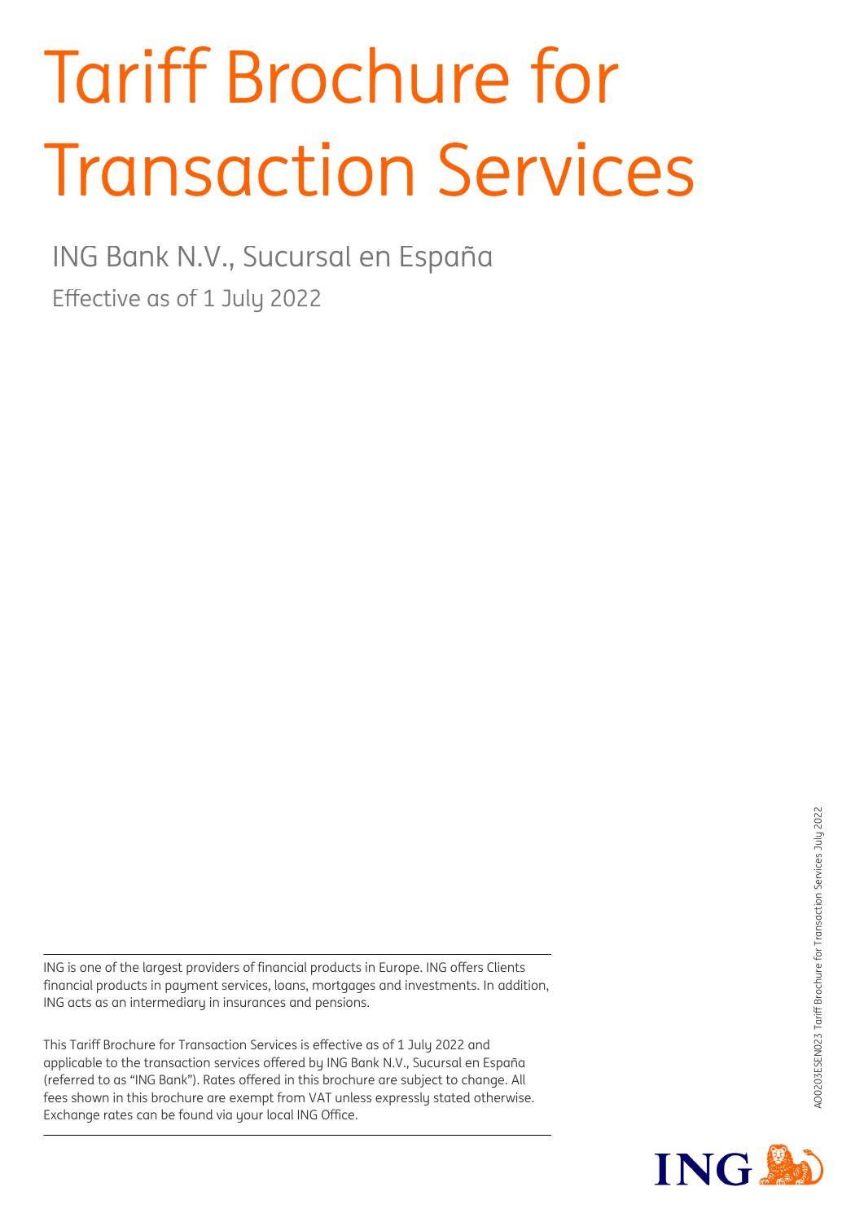# Tariff Brochure for Transaction Services

ING Bank N.V., Sucursal en España

Effective as of 1 July 2022

ING is one of the largest providers of financial products in Europe. ING offers Clients financial products in payment services, loans, mortgages and investments. In addition, ING acts as an intermediary in insurances and pensions.

This Tariff Brochure for Transaction Services is effective as of 1 July 2022 and applicable to the transaction services offered by ING Bank N.V., Sucursal en España (referred to as "ING Bank"). Rates offered in this brochure are subject to change. All fees shown in this brochure are exempt from VAT unless expressly stated otherwise. Exchange rates can be found via your local ING Office.

AO0203ESEN023 Tariff Brochure for Transaction Services July 2022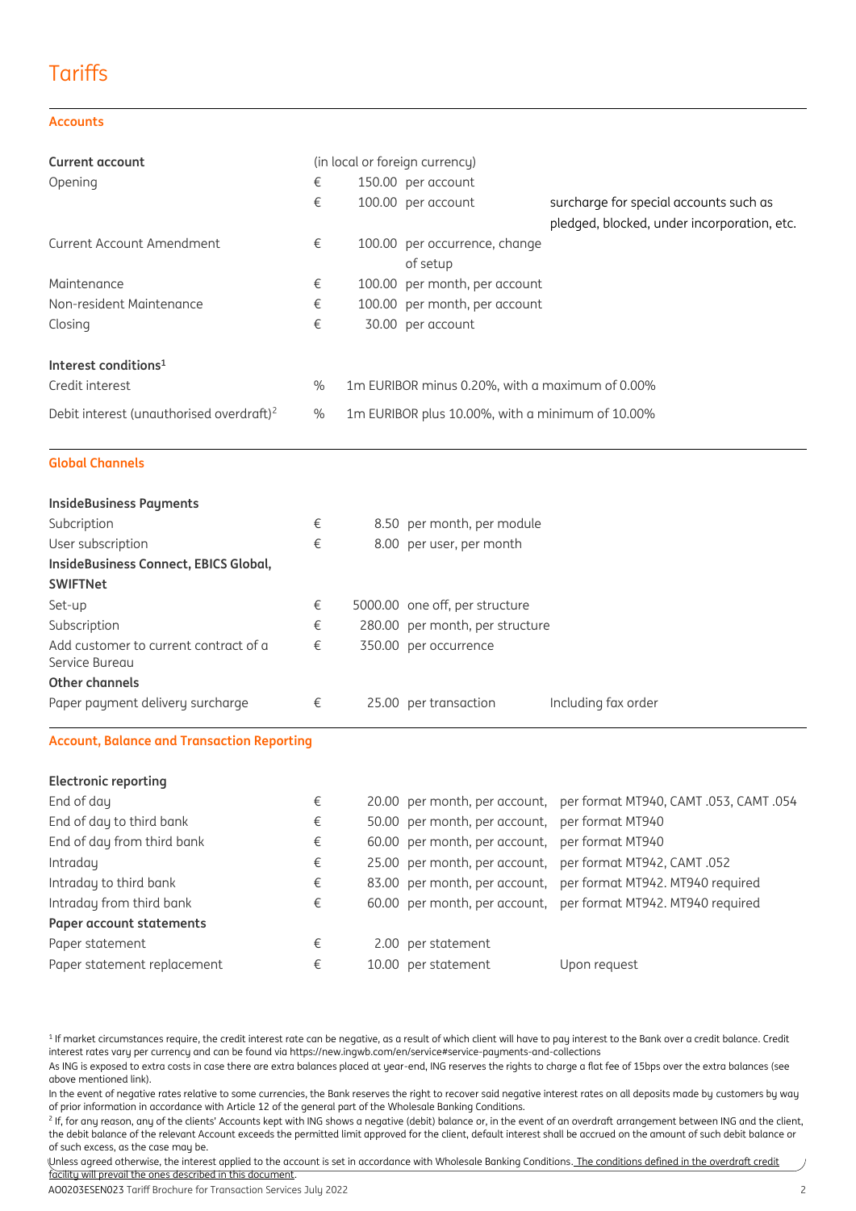# Tariffs

## Accounts

| | | | |
|---|---|---|---|
| **Current account** | (in local or foreign currency) | | |
| Opening | € | 150.00 per account | |
| | € | 100.00 per account | surcharge for special accounts such as pledged, blocked, under incorporation, etc. |
| Current Account Amendment | € | 100.00 per occurrence, change of setup | |
| Maintenance | € | 100.00 per month, per account | |
| Non-resident Maintenance | € | 100.00 per month, per account | |
| Closing | € | 30.00 per account | |
| **Interest conditions**[1] | | | |
| Credit interest | % | 1m EURIBOR minus 0.20%, with a maximum of 0.00% | |
| Debit interest (unauthorised overdraft)[2] | % | 1m EURIBOR plus 10.00%, with a minimum of 10.00% | |

## Global Channels

| | | | |
|---|---|---|---|
| **InsideBusiness Payments** | | | |
| Subcription | € | 8.50 per month, per module | |
| User subscription | € | 8.00 per user, per month | |
| **InsideBusiness Connect, EBICS Global, SWIFTNet** | | | |
| Set-up | € | 5000.00 one off, per structure | |
| Subscription | € | 280.00 per month, per structure | |
| Add customer to current contract of a Service Bureau | € | 350.00 per occurrence | |
| **Other channels** | | | |
| Paper payment delivery surcharge | € | 25.00 per transaction | Including fax order |

## Account, Balance and Transaction Reporting

| | | | |
|---|---|---|---|
| **Electronic reporting** | | | |
| End of day | € | 20.00 per month, per account, | per format MT940, CAMT .053, CAMT .054 |
| End of day to third bank | € | 50.00 per month, per account, | per format MT940 |
| End of day from third bank | € | 60.00 per month, per account, | per format MT940 |
| Intraday | € | 25.00 per month, per account, | per format MT942, CAMT .052 |
| Intraday to third bank | € | 83.00 per month, per account, | per format MT942. MT940 required |
| Intraday from third bank | € | 60.00 per month, per account, | per format MT942. MT940 required |
| **Paper account statements** | | | |
| Paper statement | € | 2.00 per statement | |
| Paper statement replacement | € | 10.00 per statement | Upon request |

[1] If market circumstances require, the credit interest rate can be negative, as a result of which client will have to pay interest to the Bank over a credit balance. Credit interest rates vary per currency and can be found via https://new.ingwb.com/en/service#service-payments-and-collections

As ING is exposed to extra costs in case there are extra balances placed at year-end, ING reserves the rights to charge a flat fee of 15bps over the extra balances (see above mentioned link).

In the event of negative rates relative to some currencies, the Bank reserves the right to recover said negative interest rates on all deposits made by customers by way of prior information in accordance with Article 12 of the general part of the Wholesale Banking Conditions.

[2] If, for any reason, any of the clients' Accounts kept with ING shows a negative (debit) balance or, in the event of an overdraft arrangement between ING and the client, the debit balance of the relevant Account exceeds the permitted limit approved for the client, default interest shall be accrued on the amount of such debit balance or of such excess, as the case may be.

Unless agreed otherwise, the interest applied to the account is set in accordance with Wholesale Banking Conditions. The conditions defined in the overdraft credit facility will prevail the ones described in this document.

AO0203ESEN023 Tariff Brochure for Transaction Services July 2022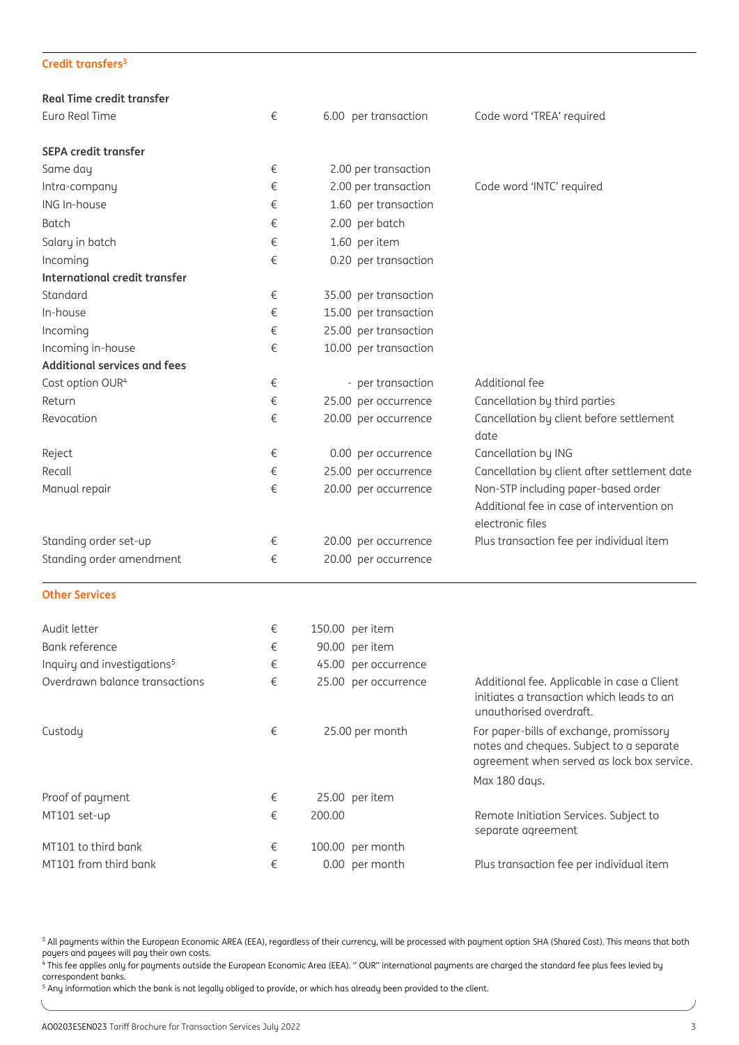## Credit transfers[3]

| | | | |
|---|---|---|---|
| **Real Time credit transfer** | | | |
| Euro Real Time | € | 6.00 per transaction | Code word 'TREA' required |
| **SEPA credit transfer** | | | |
| Same day | € | 2.00 per transaction | |
| Intra-company | € | 2.00 per transaction | Code word 'INTC' required |
| ING In-house | € | 1.60 per transaction | |
| Batch | € | 2.00 per batch | |
| Salary in batch | € | 1.60 per item | |
| Incoming | € | 0.20 per transaction | |
| **International credit transfer** | | | |
| Standard | € | 35.00 per transaction | |
| In-house | € | 15.00 per transaction | |
| Incoming | € | 25.00 per transaction | |
| Incoming in-house | € | 10.00 per transaction | |
| **Additional services and fees** | | | |
| Cost option OUR[4] | € | - per transaction | Additional fee |
| Return | € | 25.00 per occurrence | Cancellation by third parties |
| Revocation | € | 20.00 per occurrence | Cancellation by client before settlement date |
| Reject | € | 0.00 per occurrence | Cancellation by ING |
| Recall | € | 25.00 per occurrence | Cancellation by client after settlement date |
| Manual repair | € | 20.00 per occurrence | Non-STP including paper-based order Additional fee in case of intervention on electronic files |
| Standing order set-up | € | 20.00 per occurrence | Plus transaction fee per individual item |
| Standing order amendment | € | 20.00 per occurrence | |

## Other Services

| | | | |
|---|---|---|---|
| Audit letter | € | 150.00 per item | |
| Bank reference | € | 90.00 per item | |
| Inquiry and investigations[5] | € | 45.00 per occurrence | |
| Overdrawn balance transactions | € | 25.00 per occurrence | Additional fee. Applicable in case a Client initiates a transaction which leads to an unauthorised overdraft. |
| Custody | € | 25.00 per month | For paper-bills of exchange, promissory notes and cheques. Subject to a separate agreement when served as lock box service. Max 180 days. |
| Proof of payment | € | 25.00 per item | |
| MT101 set-up | € | 200.00 | Remote Initiation Services. Subject to separate agreement |
| MT101 to third bank | € | 100.00 per month | |
| MT101 from third bank | € | 0.00 per month | Plus transaction fee per individual item |

[3] All payments within the European Economic AREA (EEA), regardless of their currency, will be processed with payment option SHA (Shared Cost). This means that both payers and payees will pay their own costs.
[4] This fee applies only for payments outside the European Economic Area (EEA). " OUR" international payments are charged the standard fee plus fees levied by correspondent banks.
[5] Any information which the bank is not legally obliged to provide, or which has already been provided to the client.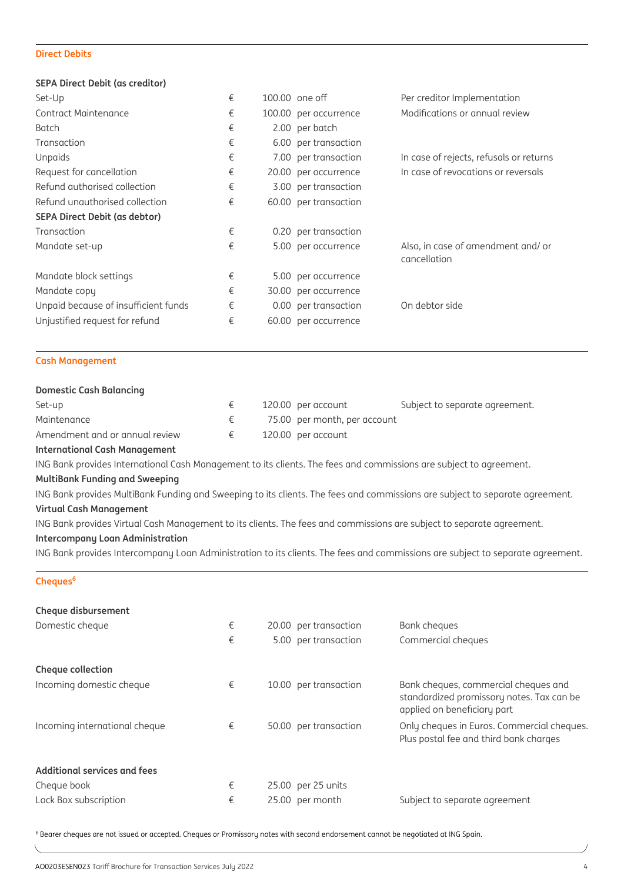## Direct Debits

| SEPA Direct Debit (as creditor) | | | | |
|---|---|---|---|---|
| Set-Up | € | 100.00 | one off | Per creditor Implementation |
| Contract Maintenance | € | 100.00 | per occurrence | Modifications or annual review |
| Batch | € | 2.00 | per batch | |
| Transaction | € | 6.00 | per transaction | |
| Unpaids | € | 7.00 | per transaction | In case of rejects, refusals or returns |
| Request for cancellation | € | 20.00 | per occurrence | In case of revocations or reversals |
| Refund authorised collection | € | 3.00 | per transaction | |
| Refund unauthorised collection | € | 60.00 | per transaction | |
| **SEPA Direct Debit (as debtor)** | | | | |
| Transaction | € | 0.20 | per transaction | |
| Mandate set-up | € | 5.00 | per occurrence | Also, in case of amendment and/ or cancellation |
| Mandate block settings | € | 5.00 | per occurrence | |
| Mandate copy | € | 30.00 | per occurrence | |
| Unpaid because of insufficient funds | € | 0.00 | per transaction | On debtor side |
| Unjustified request for refund | € | 60.00 | per occurrence | |

## Cash Management

| Domestic Cash Balancing | | | | |
|---|---|---|---|---|
| Set-up | € | 120.00 | per account | Subject to separate agreement. |
| Maintenance | € | 75.00 | per month, per account | |
| Amendment and or annual review | € | 120.00 | per account | |

**International Cash Management**

ING Bank provides International Cash Management to its clients. The fees and commissions are subject to agreement.

**MultiBank Funding and Sweeping**

ING Bank provides MultiBank Funding and Sweeping to its clients. The fees and commissions are subject to separate agreement.

**Virtual Cash Management**

ING Bank provides Virtual Cash Management to its clients. The fees and commissions are subject to separate agreement.

**Intercompany Loan Administration**

ING Bank provides Intercompany Loan Administration to its clients. The fees and commissions are subject to separate agreement.

## Cheques[6]

| Cheque disbursement | | | | |
|---|---|---|---|---|
| Domestic cheque | € | 20.00 | per transaction | Bank cheques |
| | € | 5.00 | per transaction | Commercial cheques |
| **Cheque collection** | | | | |
| Incoming domestic cheque | € | 10.00 | per transaction | Bank cheques, commercial cheques and standardized promissory notes. Tax can be applied on beneficiary part |
| Incoming international cheque | € | 50.00 | per transaction | Only cheques in Euros. Commercial cheques. Plus postal fee and third bank charges |
| **Additional services and fees** | | | | |
| Cheque book | € | 25.00 | per 25 units | |
| Lock Box subscription | € | 25.00 | per month | Subject to separate agreement |

[6] Bearer cheques are not issued or accepted. Cheques or Promissory notes with second endorsement cannot be negotiated at ING Spain.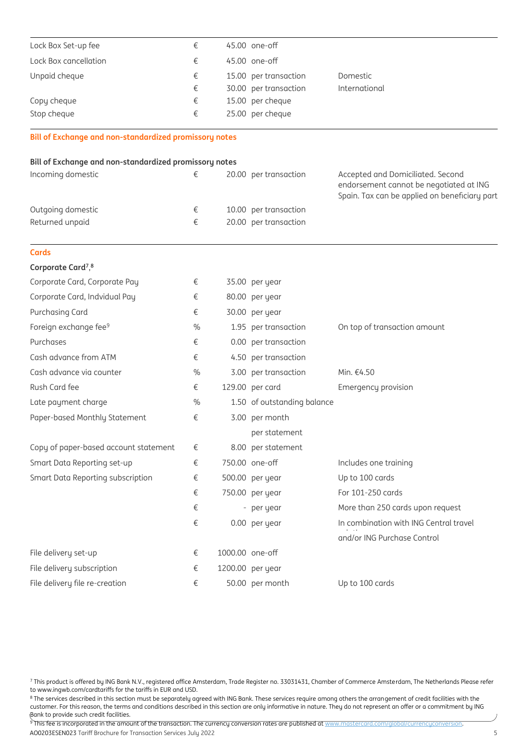| | | | | |
|---|---|---|---|---|
| Lock Box Set-up fee | € | 45.00 | one-off | |
| Lock Box cancellation | € | 45.00 | one-off | |
| Unpaid cheque | € | 15.00 | per transaction | Domestic |
| | € | 30.00 | per transaction | International |
| Copy cheque | € | 15.00 | per cheque | |
| Stop cheque | € | 25.00 | per cheque | |

## Bill of Exchange and non-standardized promissory notes

| Bill of Exchange and non-standardized promissory notes | | | | |
|---|---|---|---|---|
| Incoming domestic | € | 20.00 | per transaction | Accepted and Domiciliated. Second endorsement cannot be negotiated at ING Spain. Tax can be applied on beneficiary part |
| Outgoing domestic | € | 10.00 | per transaction | |
| Returned unpaid | € | 20.00 | per transaction | |

## Cards

| Corporate Card[7],[8] | | | | |
|---|---|---|---|---|
| Corporate Card, Corporate Pay | € | 35.00 | per year | |
| Corporate Card, Indvidual Pay | € | 80.00 | per year | |
| Purchasing Card | € | 30.00 | per year | |
| Foreign exchange fee[9] | % | 1.95 | per transaction | On top of transaction amount |
| Purchases | € | 0.00 | per transaction | |
| Cash advance from ATM | € | 4.50 | per transaction | |
| Cash advance via counter | % | 3.00 | per transaction | Min. €4.50 |
| Rush Card fee | € | 129.00 | per card | Emergency provision |
| Late payment charge | % | 1.50 | of outstanding balance | |
| Paper-based Monthly Statement | € | 3.00 | per month | |
| | | | per statement | |
| Copy of paper-based account statement | € | 8.00 | per statement | |
| Smart Data Reporting set-up | € | 750.00 | one-off | Includes one training |
| Smart Data Reporting subscription | € | 500.00 | per year | Up to 100 cards |
| | € | 750.00 | per year | For 101-250 cards |
| | € | - | per year | More than 250 cards upon request |
| | € | 0.00 | per year | In combination with ING Central travel and/or ING Purchase Control |
| File delivery set-up | € | 1000.00 | one-off | |
| File delivery subscription | € | 1200.00 | per year | |
| File delivery file re-creation | € | 50.00 | per month | Up to 100 cards |

[7] This product is offered by ING Bank N.V., registered office Amsterdam, Trade Register no. 33031431, Chamber of Commerce Amsterdam, The Netherlands Please refer to www.ingwb.com/cardtariffs for the tariffs in EUR and USD.

[8] The services described in this section must be separately agreed with ING Bank. These services require among others the arrangement of credit facilities with the customer. For this reason, the terms and conditions described in this section are only informative in nature. They do not represent an offer or a commitment by ING Bank to provide such credit facilities.

[9] This fee is incorporated in the amount of the transaction. The currency conversion rates are published at www.mastercard.com/global/currencyconversion.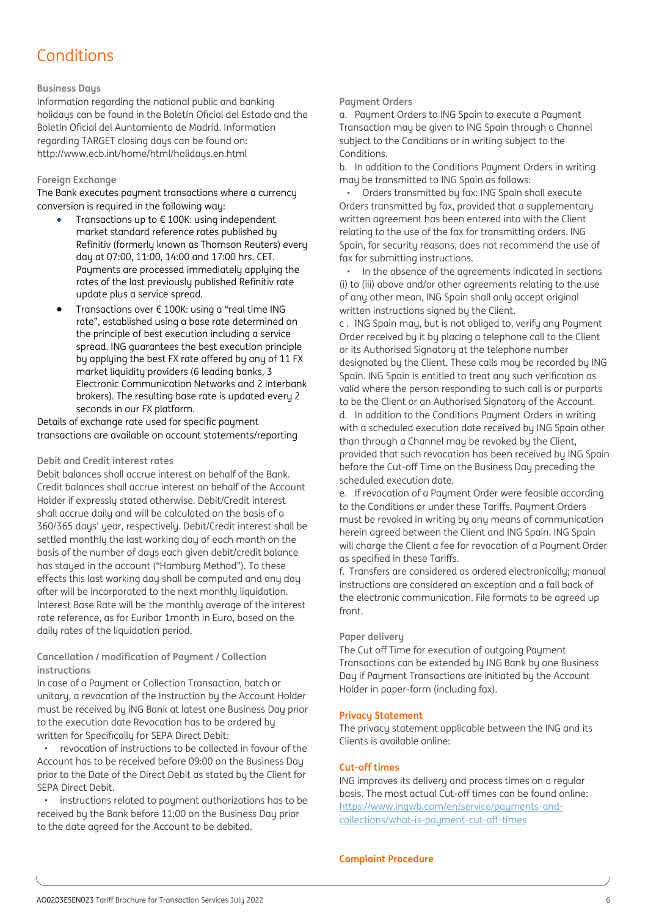# Conditions

### Business Days

Information regarding the national public and banking holidays can be found in the Boletín Oficial del Estado and the Boletín Oficial del Auntamiento de Madrid. Information regarding TARGET closing days can be found on: http://www.ecb.int/home/html/holidays.en.html

### Foreign Exchange

The Bank executes payment transactions where a currency conversion is required in the following way:

- Transactions up to € 100K: using independent market standard reference rates published by Refinitiv (formerly known as Thomson Reuters) every day at 07:00, 11:00, 14:00 and 17:00 hrs. CET. Payments are processed immediately applying the rates of the last previously published Refinitiv rate update plus a service spread.
- Transactions over € 100K: using a "real time ING rate", established using a base rate determined on the principle of best execution including a service spread. ING guarantees the best execution principle by applying the best FX rate offered by any of 11 FX market liquidity providers (6 leading banks, 3 Electronic Communication Networks and 2 interbank brokers). The resulting base rate is updated every 2 seconds in our FX platform.

Details of exchange rate used for specific payment transactions are available on account statements/reporting

### Debit and Credit interest rates

Debit balances shall accrue interest on behalf of the Bank. Credit balances shall accrue interest on behalf of the Account Holder if expressly stated otherwise. Debit/Credit interest shall accrue daily and will be calculated on the basis of a 360/365 days' year, respectively. Debit/Credit interest shall be settled monthly the last working day of each month on the basis of the number of days each given debit/credit balance has stayed in the account ("Hamburg Method"). To these effects this last working day shall be computed and any day after will be incorporated to the next monthly liquidation. Interest Base Rate will be the monthly average of the interest rate reference, as for Euribor 1month in Euro, based on the daily rates of the liquidation period.

### Cancellation / modification of Payment / Collection instructions

In case of a Payment or Collection Transaction, batch or unitary, a revocation of the Instruction by the Account Holder must be received by ING Bank at latest one Business Day prior to the execution date Revocation has to be ordered by written for Specifically for SEPA Direct Debit:

- revocation of instructions to be collected in favour of the Account has to be received before 09:00 on the Business Day prior to the Date of the Direct Debit as stated by the Client for SEPA Direct Debit.
- instructions related to payment authorizations has to be received by the Bank before 11:00 on the Business Day prior to the date agreed for the Account to be debited.

### Payment Orders

a. Payment Orders to ING Spain to execute a Payment Transaction may be given to ING Spain through a Channel subject to the Conditions or in writing subject to the Conditions.

b. In addition to the Conditions Payment Orders in writing may be transmitted to ING Spain as follows:

- Orders transmitted by fax: ING Spain shall execute Orders transmitted by fax, provided that a supplementary written agreement has been entered into with the Client relating to the use of the fax for transmitting orders. ING Spain, for security reasons, does not recommend the use of fax for submitting instructions.
- In the absence of the agreements indicated in sections (i) to (iii) above and/or other agreements relating to the use of any other mean, ING Spain shall only accept original written instructions signed by the Client.

c. ING Spain may, but is not obliged to, verify any Payment Order received by it by placing a telephone call to the Client or its Authorised Signatory at the telephone number designated by the Client. These calls may be recorded by ING Spain. ING Spain is entitled to treat any such verification as valid where the person responding to such call is or purports to be the Client or an Authorised Signatory of the Account.

d. In addition to the Conditions Payment Orders in writing with a scheduled execution date received by ING Spain other than through a Channel may be revoked by the Client, provided that such revocation has been received by ING Spain before the Cut-off Time on the Business Day preceding the scheduled execution date.

e. If revocation of a Payment Order were feasible according to the Conditions or under these Tariffs, Payment Orders must be revoked in writing by any means of communication herein agreed between the Client and ING Spain. ING Spain will charge the Client a fee for revocation of a Payment Order as specified in these Tariffs.

f. Transfers are considered as ordered electronically; manual instructions are considered an exception and a fall back of the electronic communication. File formats to be agreed up front.

### Paper delivery

The Cut off Time for execution of outgoing Payment Transactions can be extended by ING Bank by one Business Day if Payment Transactions are initiated by the Account Holder in paper-form (including fax).

### Privacy Statement

The privacy statement applicable between the ING and its Clients is available online:

### Cut-off times

ING improves its delivery and process times on a regular basis. The most actual Cut-off times can be found online: https://www.ingwb.com/en/service/payments-and-collections/what-is-payment-cut-off-times

### Complaint Procedure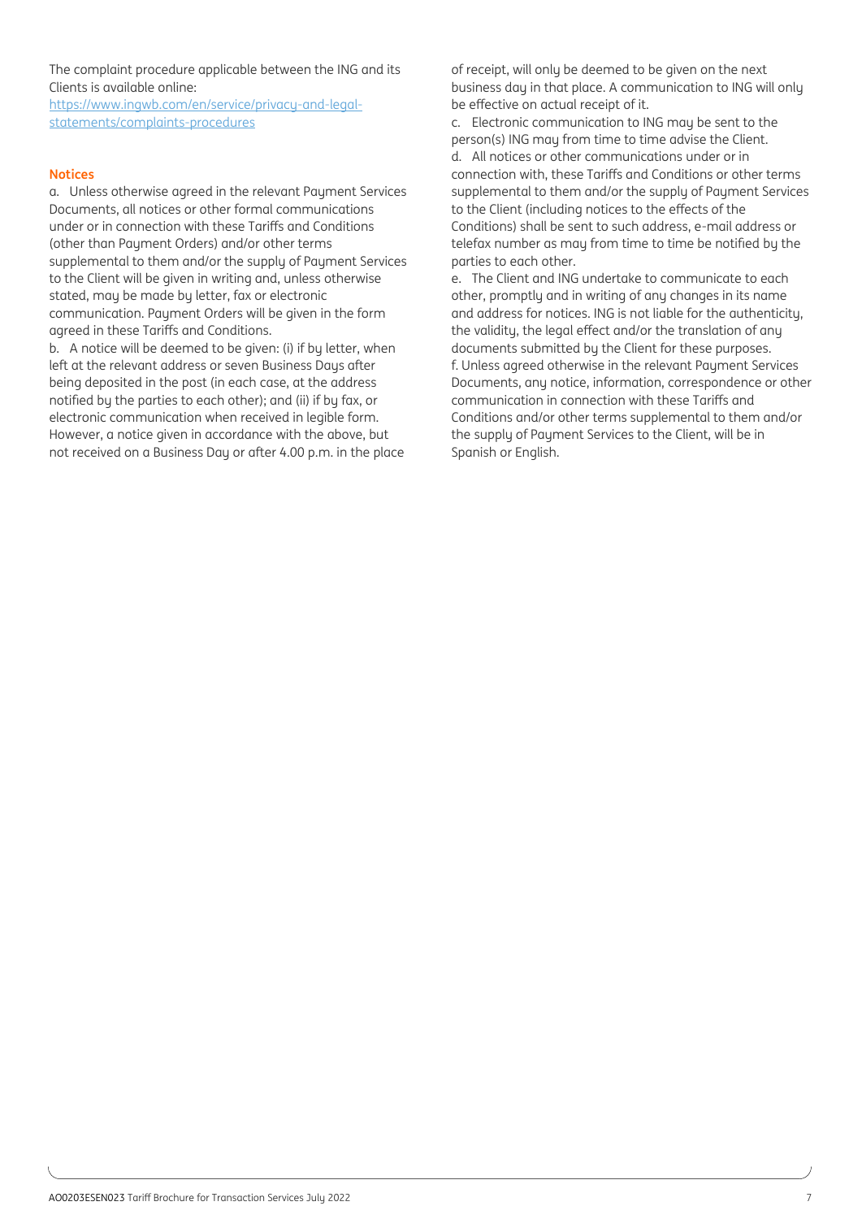The complaint procedure applicable between the ING and its Clients is available online:
[https://www.ingwb.com/en/service/privacy-and-legal-statements/complaints-procedures](https://www.ingwb.com/en/service/privacy-and-legal-statements/complaints-procedures)

## Notices

a. Unless otherwise agreed in the relevant Payment Services Documents, all notices or other formal communications under or in connection with these Tariffs and Conditions (other than Payment Orders) and/or other terms supplemental to them and/or the supply of Payment Services to the Client will be given in writing and, unless otherwise stated, may be made by letter, fax or electronic communication. Payment Orders will be given in the form agreed in these Tariffs and Conditions.

b. A notice will be deemed to be given: (i) if by letter, when left at the relevant address or seven Business Days after being deposited in the post (in each case, at the address notified by the parties to each other); and (ii) if by fax, or electronic communication when received in legible form. However, a notice given in accordance with the above, but not received on a Business Day or after 4.00 p.m. in the place of receipt, will only be deemed to be given on the next business day in that place. A communication to ING will only be effective on actual receipt of it.

c. Electronic communication to ING may be sent to the person(s) ING may from time to time advise the Client.

d. All notices or other communications under or in connection with, these Tariffs and Conditions or other terms supplemental to them and/or the supply of Payment Services to the Client (including notices to the effects of the Conditions) shall be sent to such address, e-mail address or telefax number as may from time to time be notified by the parties to each other.

e. The Client and ING undertake to communicate to each other, promptly and in writing of any changes in its name and address for notices. ING is not liable for the authenticity, the validity, the legal effect and/or the translation of any documents submitted by the Client for these purposes.

f. Unless agreed otherwise in the relevant Payment Services Documents, any notice, information, correspondence or other communication in connection with these Tariffs and Conditions and/or other terms supplemental to them and/or the supply of Payment Services to the Client, will be in Spanish or English.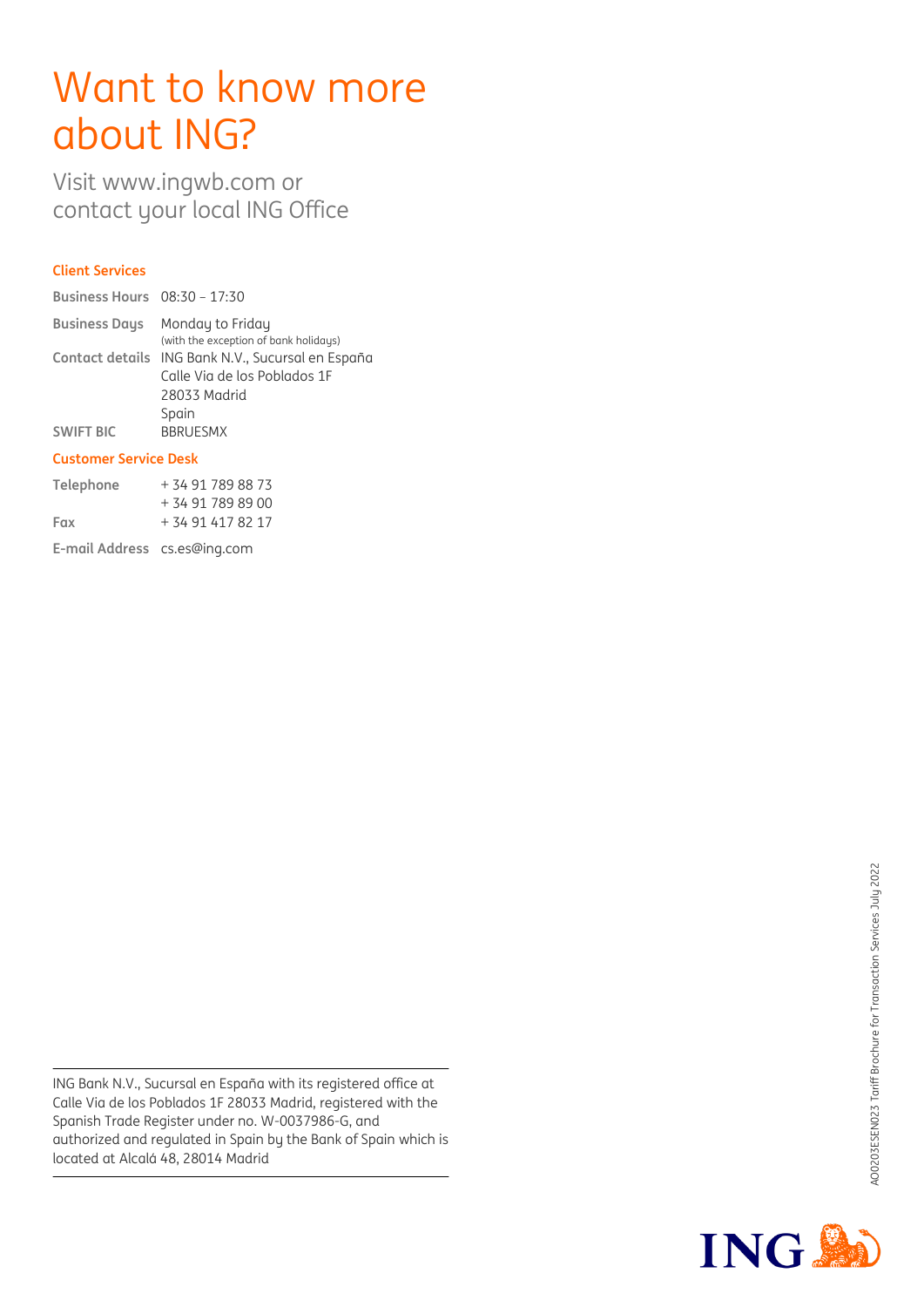# Want to know more about ING?

Visit www.ingwb.com or contact your local ING Office

### Client Services

| | |
|---|---|
| **Business Hours** | 08:30 – 17:30 |
| **Business Days** | Monday to Friday (with the exception of bank holidays) |
| **Contact details** | ING Bank N.V., Sucursal en España<br>Calle Via de los Poblados 1F<br>28033 Madrid<br>Spain |
| **SWIFT BIC** | BBRUESMX |

### Customer Service Desk

| | |
|---|---|
| **Telephone** | + 34 91 789 88 73<br>+ 34 91 789 89 00 |
| **Fax** | + 34 91 417 82 17 |
| **E-mail Address** | cs.es@ing.com |

ING Bank N.V., Sucursal en España with its registered office at Calle Via de los Poblados 1F 28033 Madrid, registered with the Spanish Trade Register under no. W-0037986-G, and authorized and regulated in Spain by the Bank of Spain which is located at Alcalá 48, 28014 Madrid

AO0203ESEN023 Tariff Brochure for Transaction Services July 2022